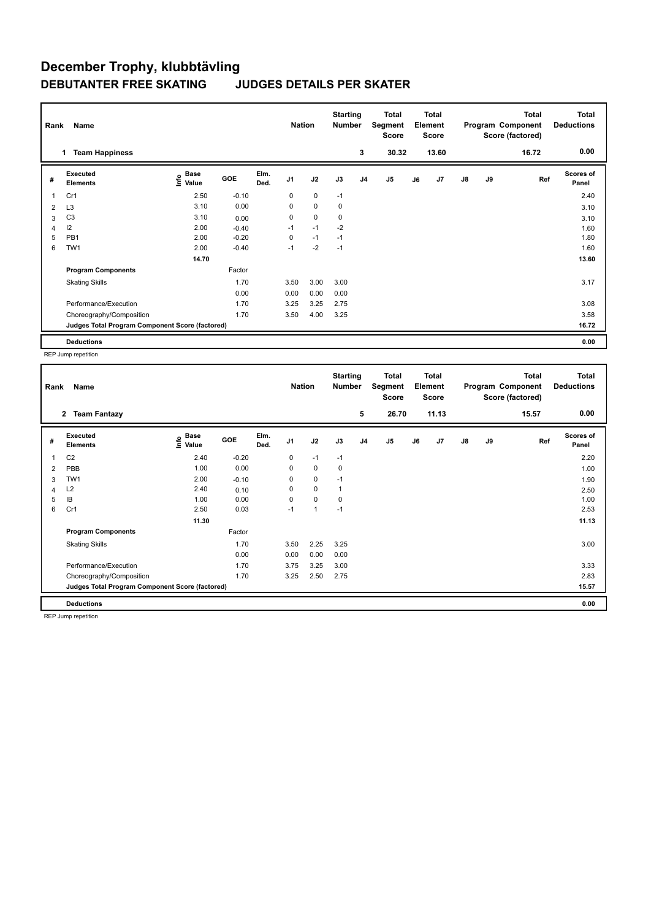# December Trophy, klubbtävling

## DEBUTANTER FREE SKATING JUDGES DETAILS PER SKATER

| Rank | Name | Nation | Starting Number | Total Segment Score | Total Element Score | Total Program Component Score (factored) | Total Deductions |
|---|---|---|---|---|---|---|---|
| 1 | Team Happiness | | 3 | 30.32 | 13.60 | 16.72 | 0.00 |

| # | Executed Elements | Info | Base Value | GOE | Elm. Ded. | J1 | J2 | J3 | J4 | J5 | J6 | J7 | J8 | J9 | Ref | Scores of Panel |
|---|---|---|---|---|---|---|---|---|---|---|---|---|---|---|---|---|
| 1 | Cr1 | | 2.50 | -0.10 | | 0 | 0 | -1 | | | | | | | | 2.40 |
| 2 | L3 | | 3.10 | 0.00 | | 0 | 0 | 0 | | | | | | | | 3.10 |
| 3 | C3 | | 3.10 | 0.00 | | 0 | 0 | 0 | | | | | | | | 3.10 |
| 4 | I2 | | 2.00 | -0.40 | | -1 | -1 | -2 | | | | | | | | 1.60 |
| 5 | PB1 | | 2.00 | -0.20 | | 0 | -1 | -1 | | | | | | | | 1.80 |
| 6 | TW1 | | 2.00 | -0.40 | | -1 | -2 | -1 | | | | | | | | 1.60 |
| | | | 14.70 | | | | | | | | | | | | | 13.60 |
| | **Program Components** | | | Factor | | | | | | | | | | | | |
| | Skating Skills | | | 1.70 | | 3.50 | 3.00 | 3.00 | | | | | | | | 3.17 |
| | | | | 0.00 | | 0.00 | 0.00 | 0.00 | | | | | | | | |
| | Performance/Execution | | | 1.70 | | 3.25 | 3.25 | 2.75 | | | | | | | | 3.08 |
| | Choreography/Composition | | | 1.70 | | 3.50 | 4.00 | 3.25 | | | | | | | | 3.58 |
| | **Judges Total Program Component Score (factored)** | | | | | | | | | | | | | | | 16.72 |
| | **Deductions** | | | | | | | | | | | | | | | 0.00 |

REP Jump repetition

| Rank | Name | Nation | Starting Number | Total Segment Score | Total Element Score | Total Program Component Score (factored) | Total Deductions |
|---|---|---|---|---|---|---|---|
| 2 | Team Fantazy | | 5 | 26.70 | 11.13 | 15.57 | 0.00 |

| # | Executed Elements | Info | Base Value | GOE | Elm. Ded. | J1 | J2 | J3 | J4 | J5 | J6 | J7 | J8 | J9 | Ref | Scores of Panel |
|---|---|---|---|---|---|---|---|---|---|---|---|---|---|---|---|---|
| 1 | C2 | | 2.40 | -0.20 | | 0 | -1 | -1 | | | | | | | | 2.20 |
| 2 | PBB | | 1.00 | 0.00 | | 0 | 0 | 0 | | | | | | | | 1.00 |
| 3 | TW1 | | 2.00 | -0.10 | | 0 | 0 | -1 | | | | | | | | 1.90 |
| 4 | L2 | | 2.40 | 0.10 | | 0 | 0 | 1 | | | | | | | | 2.50 |
| 5 | IB | | 1.00 | 0.00 | | 0 | 0 | 0 | | | | | | | | 1.00 |
| 6 | Cr1 | | 2.50 | 0.03 | | -1 | 1 | -1 | | | | | | | | 2.53 |
| | | | 11.30 | | | | | | | | | | | | | 11.13 |
| | **Program Components** | | | Factor | | | | | | | | | | | | |
| | Skating Skills | | | 1.70 | | 3.50 | 2.25 | 3.25 | | | | | | | | 3.00 |
| | | | | 0.00 | | 0.00 | 0.00 | 0.00 | | | | | | | | |
| | Performance/Execution | | | 1.70 | | 3.75 | 3.25 | 3.00 | | | | | | | | 3.33 |
| | Choreography/Composition | | | 1.70 | | 3.25 | 2.50 | 2.75 | | | | | | | | 2.83 |
| | **Judges Total Program Component Score (factored)** | | | | | | | | | | | | | | | 15.57 |
| | **Deductions** | | | | | | | | | | | | | | | 0.00 |

REP Jump repetition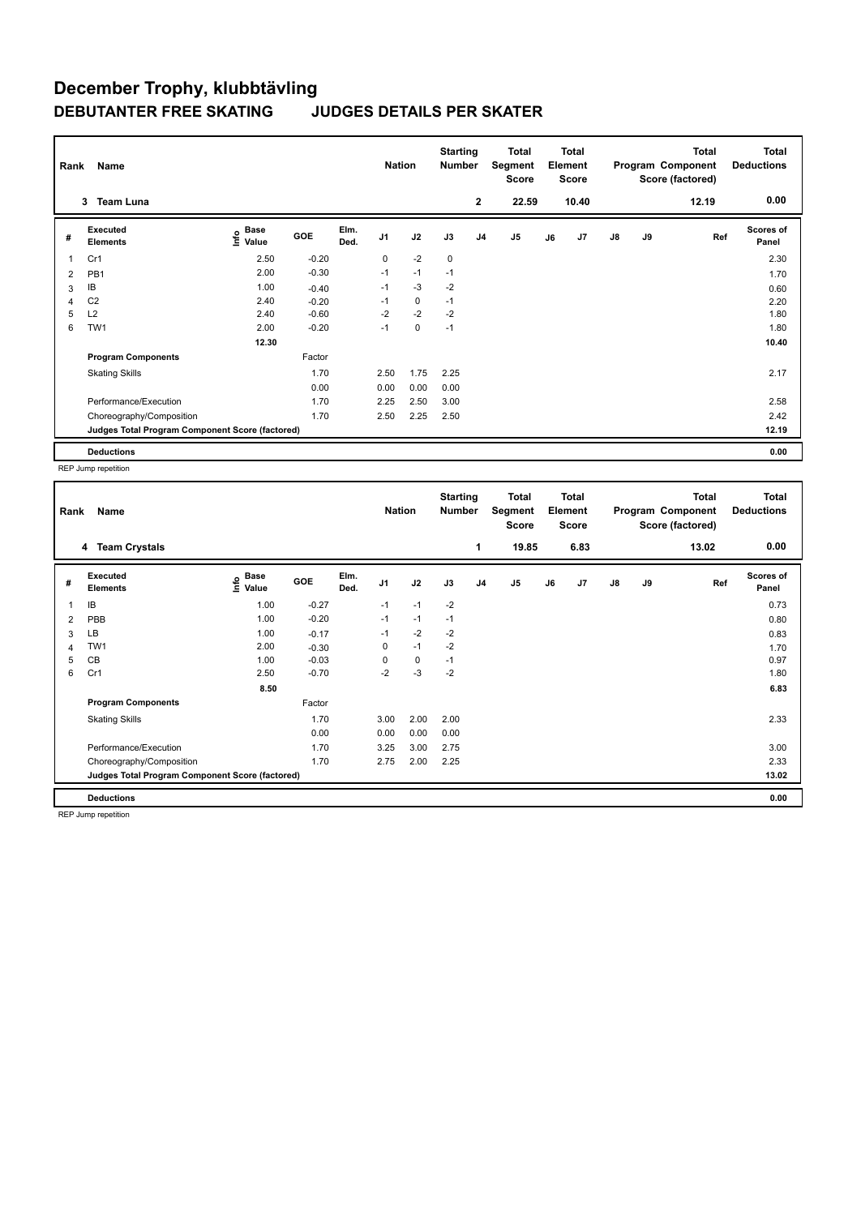# December Trophy, klubbtävling

## DEBUTANTER FREE SKATING JUDGES DETAILS PER SKATER

| Rank | Name | Nation | Starting Number | Total Segment Score | Total Element Score | Total Program Component Score (factored) | Total Deductions |
|---|---|---|---|---|---|---|---|
| 3 | Team Luna | | 2 | 22.59 | 10.40 | 12.19 | 0.00 |

| # | Executed Elements | Info | Base Value | GOE | Elm. Ded. | J1 | J2 | J3 | J4 | J5 | J6 | J7 | J8 | J9 | Ref | Scores of Panel |
|---|---|---|---|---|---|---|---|---|---|---|---|---|---|---|---|---|
| 1 | Cr1 | | 2.50 | -0.20 | | 0 | -2 | 0 | | | | | | | | 2.30 |
| 2 | PB1 | | 2.00 | -0.30 | | -1 | -1 | -1 | | | | | | | | 1.70 |
| 3 | IB | | 1.00 | -0.40 | | -1 | -3 | -2 | | | | | | | | 0.60 |
| 4 | C2 | | 2.40 | -0.20 | | -1 | 0 | -1 | | | | | | | | 2.20 |
| 5 | L2 | | 2.40 | -0.60 | | -2 | -2 | -2 | | | | | | | | 1.80 |
| 6 | TW1 | | 2.00 | -0.20 | | -1 | 0 | -1 | | | | | | | | 1.80 |
| | | | 12.30 | | | | | | | | | | | | | 10.40 |
| | **Program Components** | | | Factor | | | | | | | | | | | | |
| | Skating Skills | | | 1.70 | | 2.50 | 1.75 | 2.25 | | | | | | | | 2.17 |
| | | | | 0.00 | | 0.00 | 0.00 | 0.00 | | | | | | | | |
| | Performance/Execution | | | 1.70 | | 2.25 | 2.50 | 3.00 | | | | | | | | 2.58 |
| | Choreography/Composition | | | 1.70 | | 2.50 | 2.25 | 2.50 | | | | | | | | 2.42 |
| | **Judges Total Program Component Score (factored)** | | | | | | | | | | | | | | | 12.19 |
| | **Deductions** | | | | | | | | | | | | | | | 0.00 |

REP Jump repetition

| Rank | Name | Nation | Starting Number | Total Segment Score | Total Element Score | Total Program Component Score (factored) | Total Deductions |
|---|---|---|---|---|---|---|---|
| 4 | Team Crystals | | 1 | 19.85 | 6.83 | 13.02 | 0.00 |

| # | Executed Elements | Info | Base Value | GOE | Elm. Ded. | J1 | J2 | J3 | J4 | J5 | J6 | J7 | J8 | J9 | Ref | Scores of Panel |
|---|---|---|---|---|---|---|---|---|---|---|---|---|---|---|---|---|
| 1 | IB | | 1.00 | -0.27 | | -1 | -1 | -2 | | | | | | | | 0.73 |
| 2 | PBB | | 1.00 | -0.20 | | -1 | -1 | -1 | | | | | | | | 0.80 |
| 3 | LB | | 1.00 | -0.17 | | -1 | -2 | -2 | | | | | | | | 0.83 |
| 4 | TW1 | | 2.00 | -0.30 | | 0 | -1 | -2 | | | | | | | | 1.70 |
| 5 | CB | | 1.00 | -0.03 | | 0 | 0 | -1 | | | | | | | | 0.97 |
| 6 | Cr1 | | 2.50 | -0.70 | | -2 | -3 | -2 | | | | | | | | 1.80 |
| | | | 8.50 | | | | | | | | | | | | | 6.83 |
| | **Program Components** | | | Factor | | | | | | | | | | | | |
| | Skating Skills | | | 1.70 | | 3.00 | 2.00 | 2.00 | | | | | | | | 2.33 |
| | | | | 0.00 | | 0.00 | 0.00 | 0.00 | | | | | | | | |
| | Performance/Execution | | | 1.70 | | 3.25 | 3.00 | 2.75 | | | | | | | | 3.00 |
| | Choreography/Composition | | | 1.70 | | 2.75 | 2.00 | 2.25 | | | | | | | | 2.33 |
| | **Judges Total Program Component Score (factored)** | | | | | | | | | | | | | | | 13.02 |
| | **Deductions** | | | | | | | | | | | | | | | 0.00 |

REP Jump repetition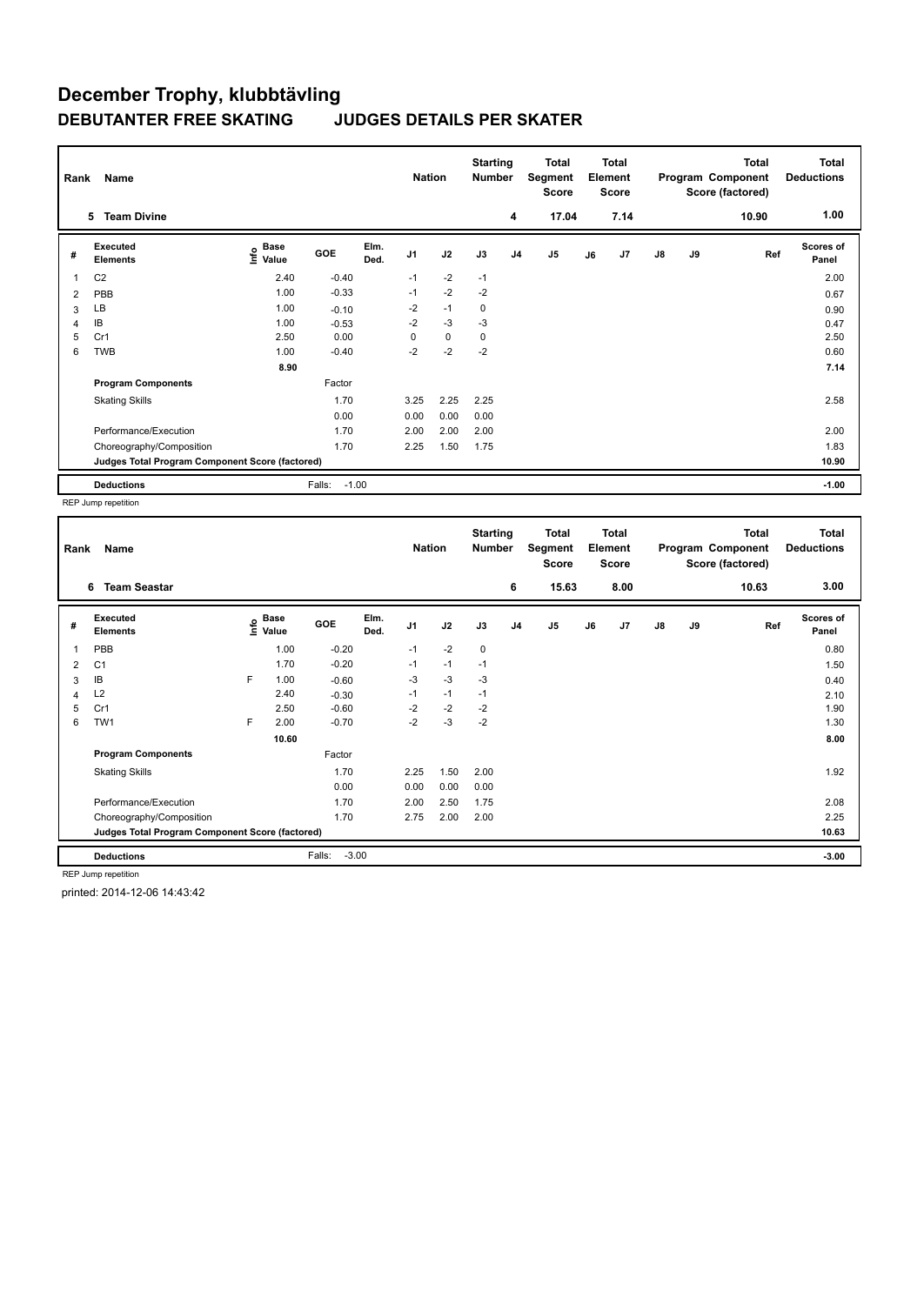# December Trophy, klubbtävling

## DEBUTANTER FREE SKATING JUDGES DETAILS PER SKATER

| Rank | Name | Nation | Starting Number | Total Segment Score | Total Element Score | Total Program Component Score (factored) | Total Deductions |
|---|---|---|---|---|---|---|---|
| 5 | Team Divine | | 4 | 17.04 | 7.14 | 10.90 | 1.00 |

| # | Executed Elements | Info | Base Value | GOE | Elm. Ded. | J1 | J2 | J3 | J4 | J5 | J6 | J7 | J8 | J9 | Ref | Scores of Panel |
|---|---|---|---|---|---|---|---|---|---|---|---|---|---|---|---|---|
| 1 | C2 | | 2.40 | -0.40 | | -1 | -2 | -1 | | | | | | | | 2.00 |
| 2 | PBB | | 1.00 | -0.33 | | -1 | -2 | -2 | | | | | | | | 0.67 |
| 3 | LB | | 1.00 | -0.10 | | -2 | -1 | 0 | | | | | | | | 0.90 |
| 4 | IB | | 1.00 | -0.53 | | -2 | -3 | -3 | | | | | | | | 0.47 |
| 5 | Cr1 | | 2.50 | 0.00 | | 0 | 0 | 0 | | | | | | | | 2.50 |
| 6 | TWB | | 1.00 | -0.40 | | -2 | -2 | -2 | | | | | | | | 0.60 |
| | | | 8.90 | | | | | | | | | | | | | 7.14 |
| | Program Components | | | Factor | | | | | | | | | | | | |
| | Skating Skills | | | 1.70 | | 3.25 | 2.25 | 2.25 | | | | | | | | 2.58 |
| | | | | 0.00 | | 0.00 | 0.00 | 0.00 | | | | | | | | |
| | Performance/Execution | | | 1.70 | | 2.00 | 2.00 | 2.00 | | | | | | | | 2.00 |
| | Choreography/Composition | | | 1.70 | | 2.25 | 1.50 | 1.75 | | | | | | | | 1.83 |
| | Judges Total Program Component Score (factored) | | | | | | | | | | | | | | | 10.90 |
| | Deductions | | | Falls: -1.00 | | | | | | | | | | | | -1.00 |

REP Jump repetition

| Rank | Name | Nation | Starting Number | Total Segment Score | Total Element Score | Total Program Component Score (factored) | Total Deductions |
|---|---|---|---|---|---|---|---|
| 6 | Team Seastar | | 6 | 15.63 | 8.00 | 10.63 | 3.00 |

| # | Executed Elements | Info | Base Value | GOE | Elm. Ded. | J1 | J2 | J3 | J4 | J5 | J6 | J7 | J8 | J9 | Ref | Scores of Panel |
|---|---|---|---|---|---|---|---|---|---|---|---|---|---|---|---|---|
| 1 | PBB | | 1.00 | -0.20 | | -1 | -2 | 0 | | | | | | | | 0.80 |
| 2 | C1 | | 1.70 | -0.20 | | -1 | -1 | -1 | | | | | | | | 1.50 |
| 3 | IB | F | 1.00 | -0.60 | | -3 | -3 | -3 | | | | | | | | 0.40 |
| 4 | L2 | | 2.40 | -0.30 | | -1 | -1 | -1 | | | | | | | | 2.10 |
| 5 | Cr1 | | 2.50 | -0.60 | | -2 | -2 | -2 | | | | | | | | 1.90 |
| 6 | TW1 | F | 2.00 | -0.70 | | -2 | -3 | -2 | | | | | | | | 1.30 |
| | | | 10.60 | | | | | | | | | | | | | 8.00 |
| | Program Components | | | Factor | | | | | | | | | | | | |
| | Skating Skills | | | 1.70 | | 2.25 | 1.50 | 2.00 | | | | | | | | 1.92 |
| | | | | 0.00 | | 0.00 | 0.00 | 0.00 | | | | | | | | |
| | Performance/Execution | | | 1.70 | | 2.00 | 2.50 | 1.75 | | | | | | | | 2.08 |
| | Choreography/Composition | | | 1.70 | | 2.75 | 2.00 | 2.00 | | | | | | | | 2.25 |
| | Judges Total Program Component Score (factored) | | | | | | | | | | | | | | | 10.63 |
| | Deductions | | | Falls: -3.00 | | | | | | | | | | | | -3.00 |

REP Jump repetition

printed: 2014-12-06 14:43:42